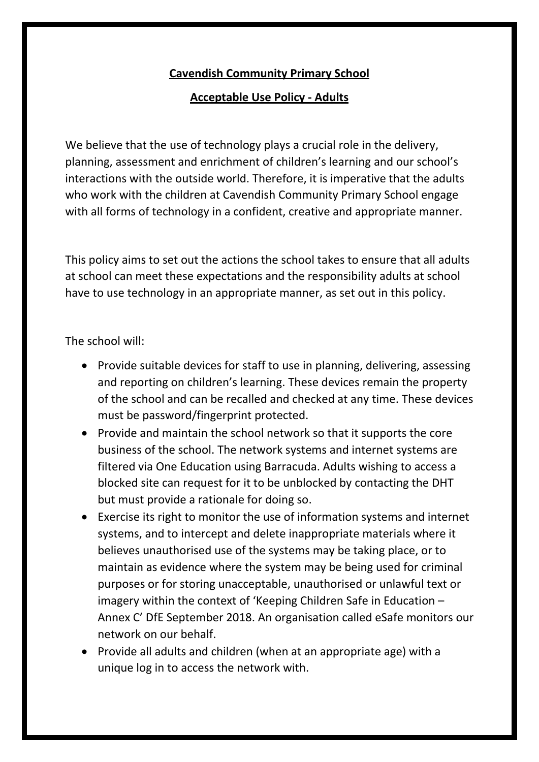**Cavendish Community Primary School**

**Acceptable Use Policy - Adults**

We believe that the use of technology plays a crucial role in the delivery, planning, assessment and enrichment of children's learning and our school's interactions with the outside world. Therefore, it is imperative that the adults who work with the children at Cavendish Community Primary School engage with all forms of technology in a confident, creative and appropriate manner.

This policy aims to set out the actions the school takes to ensure that all adults at school can meet these expectations and the responsibility adults at school have to use technology in an appropriate manner, as set out in this policy.

The school will:

- Provide suitable devices for staff to use in planning, delivering, assessing and reporting on children's learning. These devices remain the property of the school and can be recalled and checked at any time. These devices must be password/fingerprint protected.
- Provide and maintain the school network so that it supports the core business of the school. The network systems and internet systems are filtered via One Education using Barracuda. Adults wishing to access a blocked site can request for it to be unblocked by contacting the DHT but must provide a rationale for doing so.
- Exercise its right to monitor the use of information systems and internet systems, and to intercept and delete inappropriate materials where it believes unauthorised use of the systems may be taking place, or to maintain as evidence where the system may be being used for criminal purposes or for storing unacceptable, unauthorised or unlawful text or imagery within the context of 'Keeping Children Safe in Education – Annex C' DfE September 2018. An organisation called eSafe monitors our network on our behalf.
- Provide all adults and children (when at an appropriate age) with a unique log in to access the network with.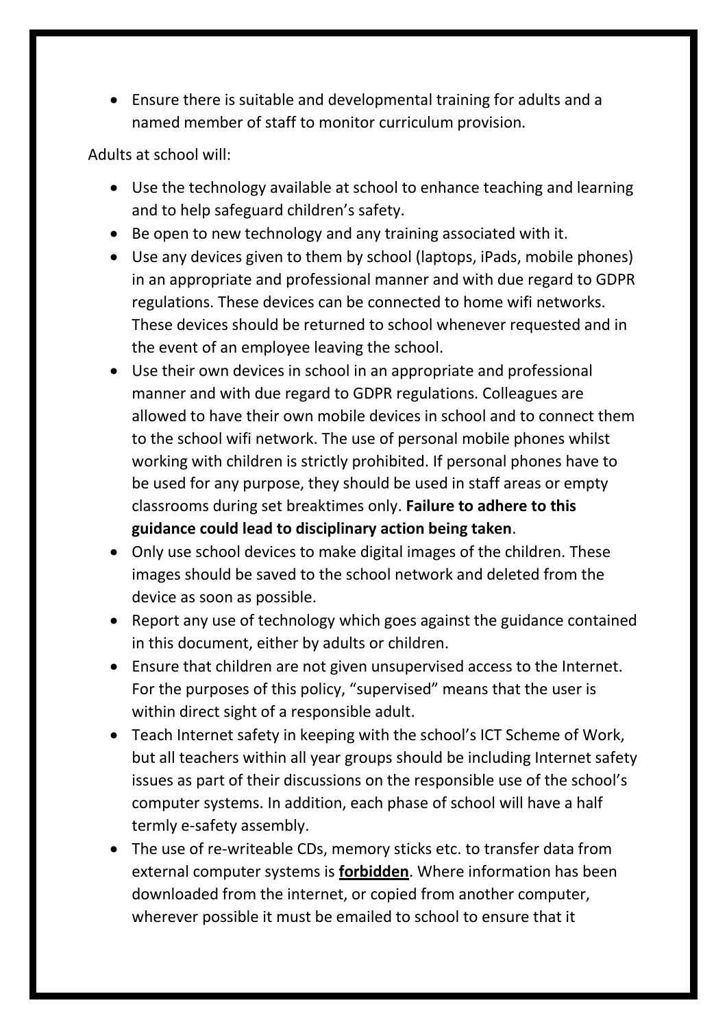- Ensure there is suitable and developmental training for adults and a named member of staff to monitor curriculum provision.

Adults at school will:

- Use the technology available at school to enhance teaching and learning and to help safeguard children's safety.
- Be open to new technology and any training associated with it.
- Use any devices given to them by school (laptops, iPads, mobile phones) in an appropriate and professional manner and with due regard to GDPR regulations. These devices can be connected to home wifi networks. These devices should be returned to school whenever requested and in the event of an employee leaving the school.
- Use their own devices in school in an appropriate and professional manner and with due regard to GDPR regulations. Colleagues are allowed to have their own mobile devices in school and to connect them to the school wifi network. The use of personal mobile phones whilst working with children is strictly prohibited. If personal phones have to be used for any purpose, they should be used in staff areas or empty classrooms during set breaktimes only. **Failure to adhere to this guidance could lead to disciplinary action being taken**.
- Only use school devices to make digital images of the children. These images should be saved to the school network and deleted from the device as soon as possible.
- Report any use of technology which goes against the guidance contained in this document, either by adults or children.
- Ensure that children are not given unsupervised access to the Internet. For the purposes of this policy, "supervised" means that the user is within direct sight of a responsible adult.
- Teach Internet safety in keeping with the school's ICT Scheme of Work, but all teachers within all year groups should be including Internet safety issues as part of their discussions on the responsible use of the school's computer systems. In addition, each phase of school will have a half termly e-safety assembly.
- The use of re-writeable CDs, memory sticks etc. to transfer data from external computer systems is **<u>forbidden</u>**. Where information has been downloaded from the internet, or copied from another computer, wherever possible it must be emailed to school to ensure that it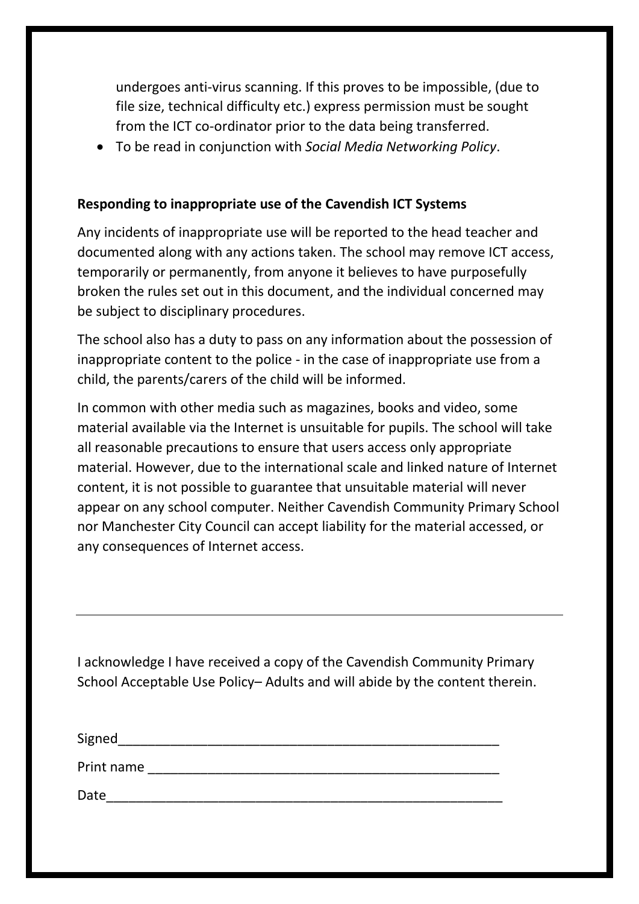undergoes anti-virus scanning. If this proves to be impossible, (due to file size, technical difficulty etc.) express permission must be sought from the ICT co-ordinator prior to the data being transferred.

- To be read in conjunction with *Social Media Networking Policy*.

**Responding to inappropriate use of the Cavendish ICT Systems**

Any incidents of inappropriate use will be reported to the head teacher and documented along with any actions taken. The school may remove ICT access, temporarily or permanently, from anyone it believes to have purposefully broken the rules set out in this document, and the individual concerned may be subject to disciplinary procedures.

The school also has a duty to pass on any information about the possession of inappropriate content to the police - in the case of inappropriate use from a child, the parents/carers of the child will be informed.

In common with other media such as magazines, books and video, some material available via the Internet is unsuitable for pupils. The school will take all reasonable precautions to ensure that users access only appropriate material. However, due to the international scale and linked nature of Internet content, it is not possible to guarantee that unsuitable material will never appear on any school computer. Neither Cavendish Community Primary School nor Manchester City Council can accept liability for the material accessed, or any consequences of Internet access.

---

I acknowledge I have received a copy of the Cavendish Community Primary School Acceptable Use Policy– Adults and will abide by the content therein.

Signed___________________________________________________

Print name _______________________________________________

Date______________________________________________________